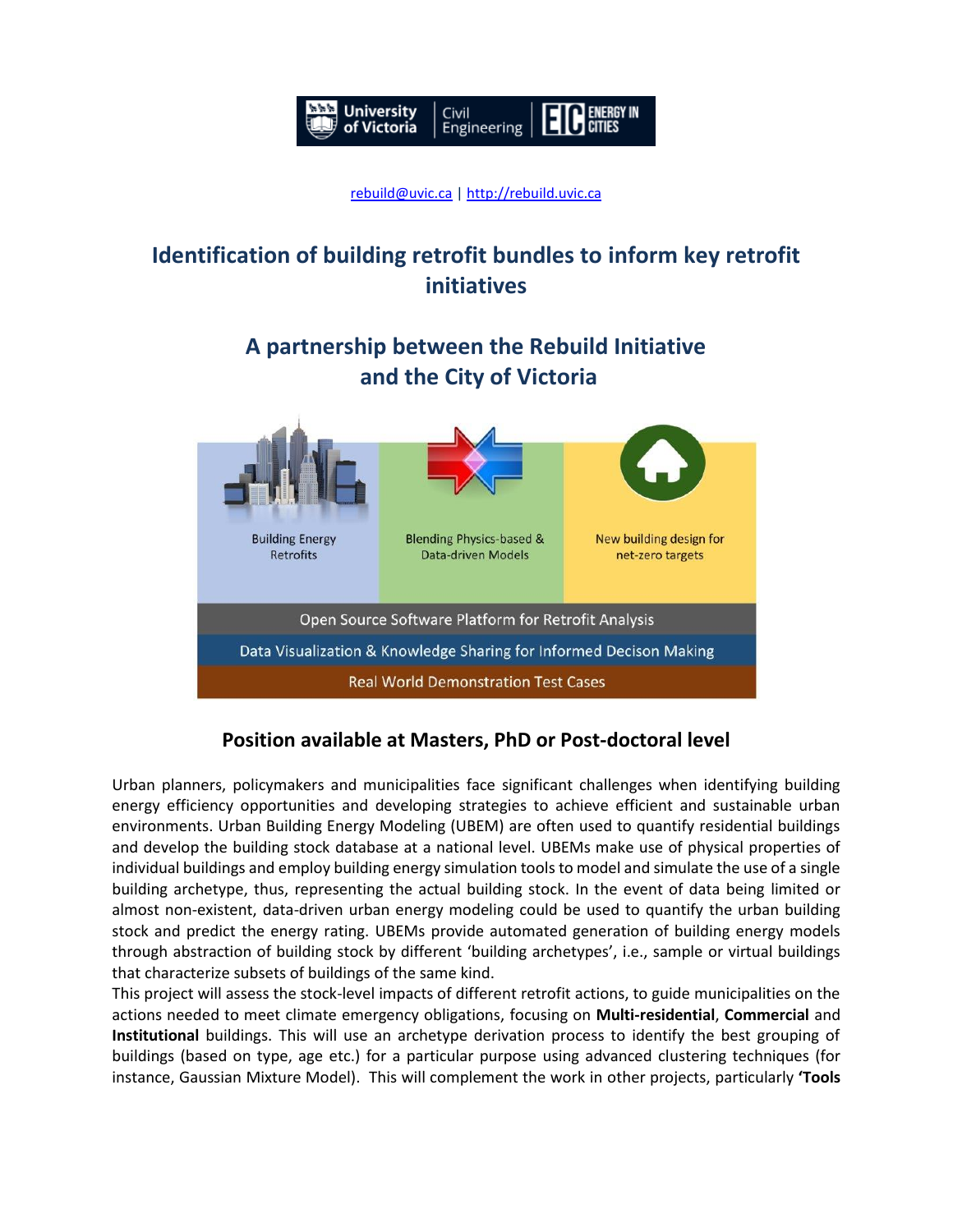rebuild@uvic.ca | http://rebuild.uvic.ca

# Identification of building retrofit bundles to inform key retrofit initiatives

## A partnership between the Rebuild Initiative and the City of Victoria

Building Energy Retrofits

Blending Physics-based & Data-driven Models

New building design for net-zero targets

Open Source Software Platform for Retrofit Analysis

Data Visualization & Knowledge Sharing for Informed Decison Making

Real World Demonstration Test Cases

### Position available at Masters, PhD or Post-doctoral level

Urban planners, policymakers and municipalities face significant challenges when identifying building energy efficiency opportunities and developing strategies to achieve efficient and sustainable urban environments. Urban Building Energy Modeling (UBEM) are often used to quantify residential buildings and develop the building stock database at a national level. UBEMs make use of physical properties of individual buildings and employ building energy simulation tools to model and simulate the use of a single building archetype, thus, representing the actual building stock. In the event of data being limited or almost non-existent, data-driven urban energy modeling could be used to quantify the urban building stock and predict the energy rating. UBEMs provide automated generation of building energy models through abstraction of building stock by different 'building archetypes', i.e., sample or virtual buildings that characterize subsets of buildings of the same kind.

This project will assess the stock-level impacts of different retrofit actions, to guide municipalities on the actions needed to meet climate emergency obligations, focusing on **Multi-residential**, **Commercial** and **Institutional** buildings. This will use an archetype derivation process to identify the best grouping of buildings (based on type, age etc.) for a particular purpose using advanced clustering techniques (for instance, Gaussian Mixture Model). This will complement the work in other projects, particularly **'Tools**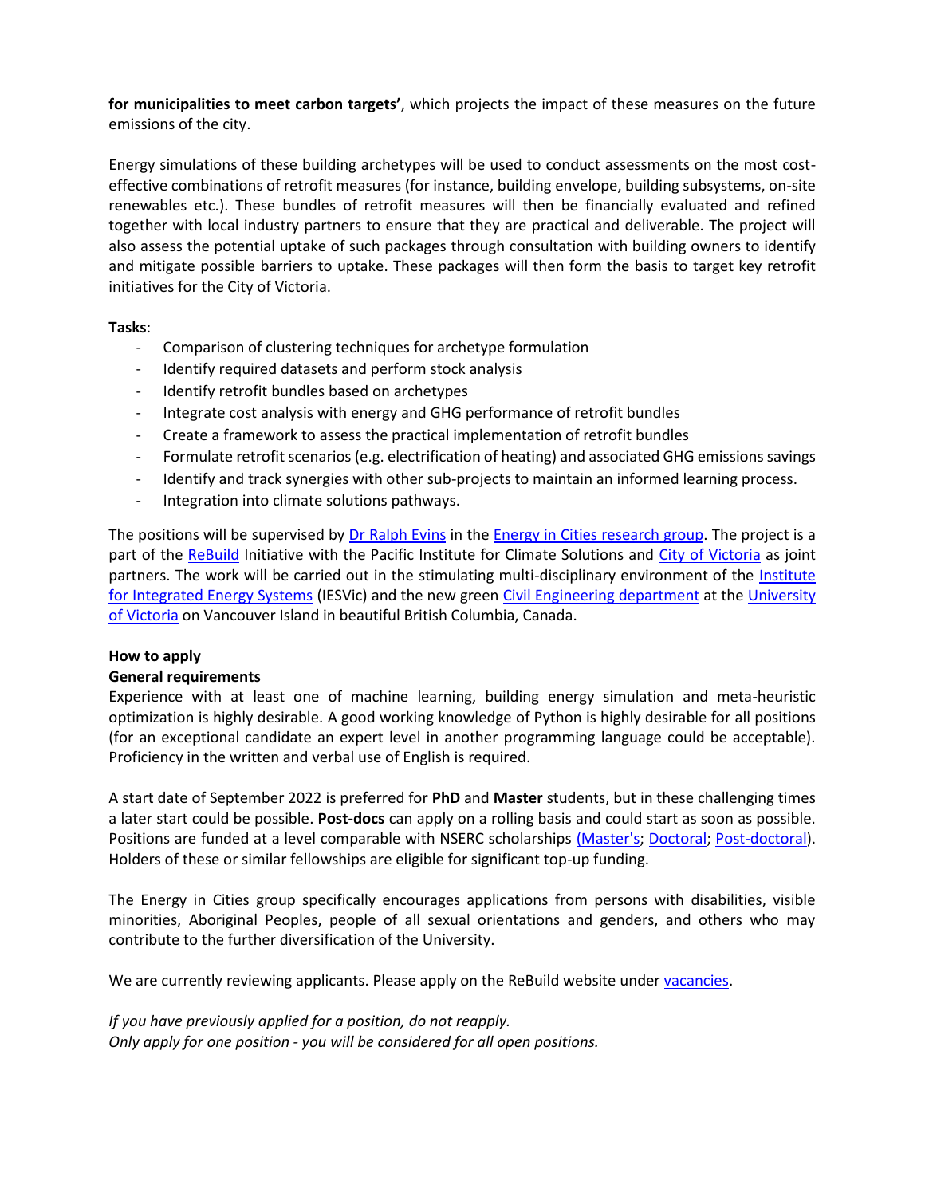**for municipalities to meet carbon targets'**, which projects the impact of these measures on the future emissions of the city.

Energy simulations of these building archetypes will be used to conduct assessments on the most cost-effective combinations of retrofit measures (for instance, building envelope, building subsystems, on-site renewables etc.). These bundles of retrofit measures will then be financially evaluated and refined together with local industry partners to ensure that they are practical and deliverable. The project will also assess the potential uptake of such packages through consultation with building owners to identify and mitigate possible barriers to uptake. These packages will then form the basis to target key retrofit initiatives for the City of Victoria.

**Tasks**:

- Comparison of clustering techniques for archetype formulation
- Identify required datasets and perform stock analysis
- Identify retrofit bundles based on archetypes
- Integrate cost analysis with energy and GHG performance of retrofit bundles
- Create a framework to assess the practical implementation of retrofit bundles
- Formulate retrofit scenarios (e.g. electrification of heating) and associated GHG emissions savings
- Identify and track synergies with other sub-projects to maintain an informed learning process.
- Integration into climate solutions pathways.

The positions will be supervised by Dr Ralph Evins in the Energy in Cities research group. The project is a part of the ReBuild Initiative with the Pacific Institute for Climate Solutions and City of Victoria as joint partners. The work will be carried out in the stimulating multi-disciplinary environment of the Institute for Integrated Energy Systems (IESVic) and the new green Civil Engineering department at the University of Victoria on Vancouver Island in beautiful British Columbia, Canada.

**How to apply**

**General requirements**

Experience with at least one of machine learning, building energy simulation and meta-heuristic optimization is highly desirable. A good working knowledge of Python is highly desirable for all positions (for an exceptional candidate an expert level in another programming language could be acceptable). Proficiency in the written and verbal use of English is required.

A start date of September 2022 is preferred for **PhD** and **Master** students, but in these challenging times a later start could be possible. **Post-docs** can apply on a rolling basis and could start as soon as possible. Positions are funded at a level comparable with NSERC scholarships (Master's; Doctoral; Post-doctoral). Holders of these or similar fellowships are eligible for significant top-up funding.

The Energy in Cities group specifically encourages applications from persons with disabilities, visible minorities, Aboriginal Peoples, people of all sexual orientations and genders, and others who may contribute to the further diversification of the University.

We are currently reviewing applicants. Please apply on the ReBuild website under vacancies.

*If you have previously applied for a position, do not reapply.*
*Only apply for one position - you will be considered for all open positions.*